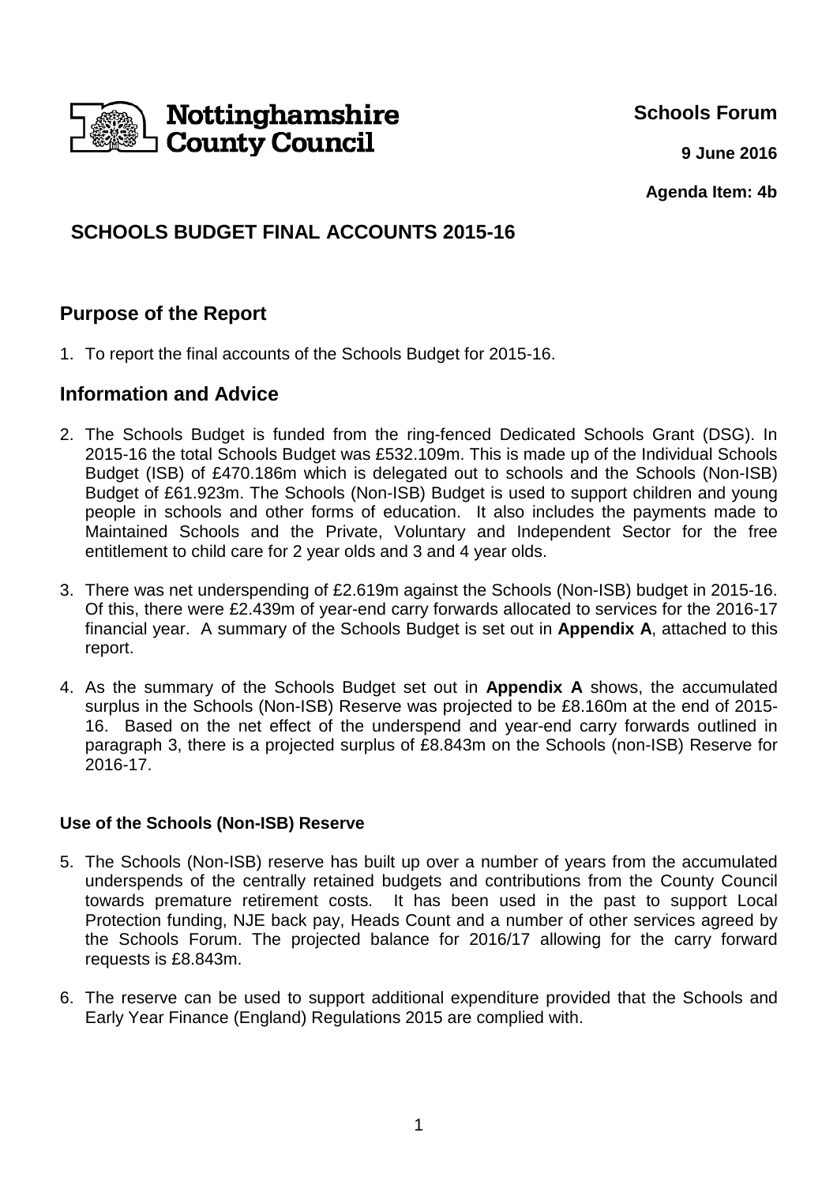Nottinghamshire County Council

**Schools Forum**

**9 June 2016**

**Agenda Item: 4b**

# SCHOOLS BUDGET FINAL ACCOUNTS 2015-16

## Purpose of the Report

1. To report the final accounts of the Schools Budget for 2015-16.

## Information and Advice

2. The Schools Budget is funded from the ring-fenced Dedicated Schools Grant (DSG). In 2015-16 the total Schools Budget was £532.109m. This is made up of the Individual Schools Budget (ISB) of £470.186m which is delegated out to schools and the Schools (Non-ISB) Budget of £61.923m. The Schools (Non-ISB) Budget is used to support children and young people in schools and other forms of education. It also includes the payments made to Maintained Schools and the Private, Voluntary and Independent Sector for the free entitlement to child care for 2 year olds and 3 and 4 year olds.

3. There was net underspending of £2.619m against the Schools (Non-ISB) budget in 2015-16. Of this, there were £2.439m of year-end carry forwards allocated to services for the 2016-17 financial year. A summary of the Schools Budget is set out in **Appendix A**, attached to this report.

4. As the summary of the Schools Budget set out in **Appendix A** shows, the accumulated surplus in the Schools (Non-ISB) Reserve was projected to be £8.160m at the end of 2015-16. Based on the net effect of the underspend and year-end carry forwards outlined in paragraph 3, there is a projected surplus of £8.843m on the Schools (non-ISB) Reserve for 2016-17.

### Use of the Schools (Non-ISB) Reserve

5. The Schools (Non-ISB) reserve has built up over a number of years from the accumulated underspends of the centrally retained budgets and contributions from the County Council towards premature retirement costs. It has been used in the past to support Local Protection funding, NJE back pay, Heads Count and a number of other services agreed by the Schools Forum. The projected balance for 2016/17 allowing for the carry forward requests is £8.843m.

6. The reserve can be used to support additional expenditure provided that the Schools and Early Year Finance (England) Regulations 2015 are complied with.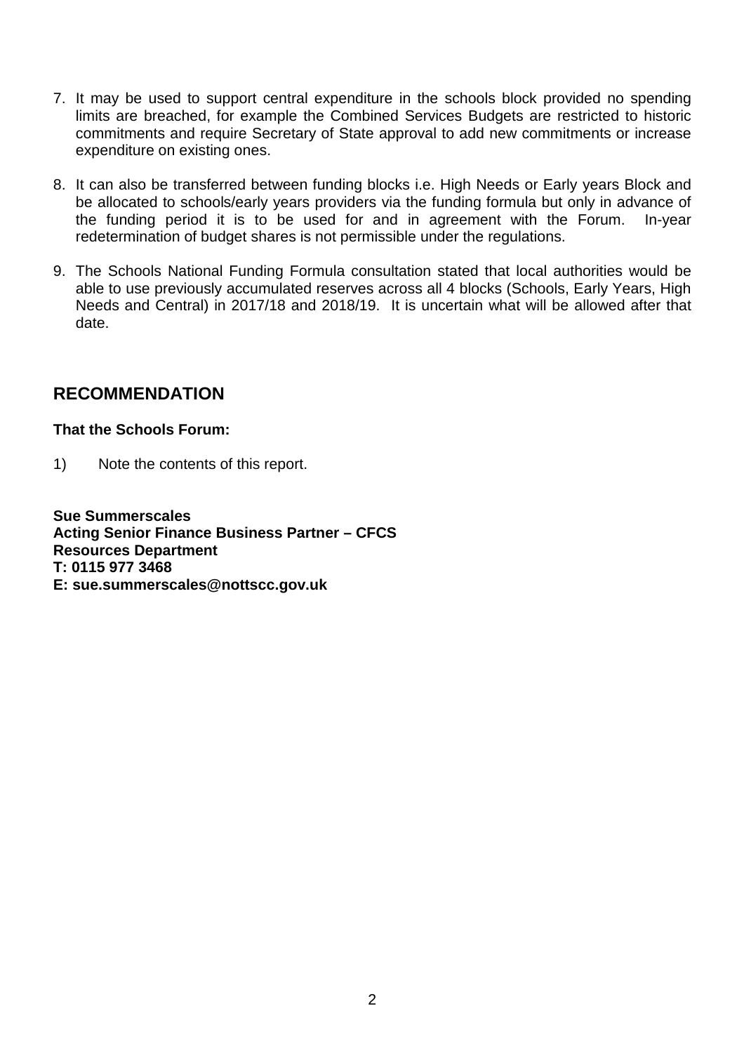7. It may be used to support central expenditure in the schools block provided no spending limits are breached, for example the Combined Services Budgets are restricted to historic commitments and require Secretary of State approval to add new commitments or increase expenditure on existing ones.

8. It can also be transferred between funding blocks i.e. High Needs or Early years Block and be allocated to schools/early years providers via the funding formula but only in advance of the funding period it is to be used for and in agreement with the Forum. In-year redetermination of budget shares is not permissible under the regulations.

9. The Schools National Funding Formula consultation stated that local authorities would be able to use previously accumulated reserves across all 4 blocks (Schools, Early Years, High Needs and Central) in 2017/18 and 2018/19. It is uncertain what will be allowed after that date.

## RECOMMENDATION

**That the Schools Forum:**

1) Note the contents of this report.

**Sue Summerscales**
**Acting Senior Finance Business Partner – CFCS**
**Resources Department**
**T: 0115 977 3468**
**E: sue.summerscales@nottscc.gov.uk**